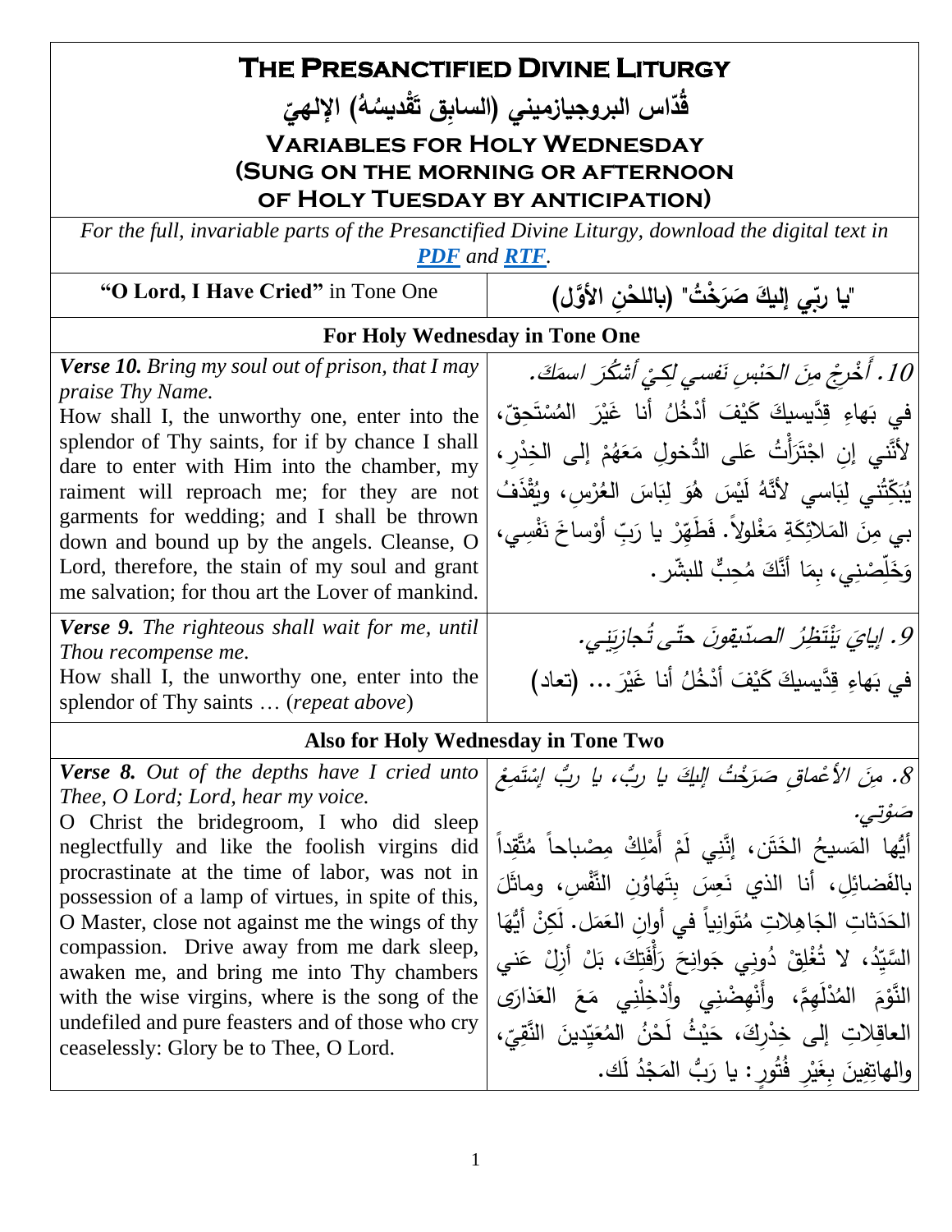# The Presanctified Divine Liturgy

# قُدّاس البروجيازميني (السابِق تَقْديسُهُ) الإلهيّ

## Variables for Holy Wednesday (Sung on the morning or afternoon of Holy Tuesday by anticipation)

*For the full, invariable parts of the Presanctified Divine Liturgy, download the digital text in **PDF** and **RTF**.*

| **"O Lord, I Have Cried"** in Tone One | "يا ربّي إليكَ صَرَخْتُ" (باللحْنِ الأوَّل) |
|---|---|
| **For Holy Wednesday in Tone One** | |
| ***Verse 10.*** *Bring my soul out of prison, that I may praise Thy Name.* How shall I, the unworthy one, enter into the splendor of Thy saints, for if by chance I shall dare to enter with Him into the chamber, my raiment will reproach me; for they are not garments for wedding; and I shall be thrown down and bound up by the angels. Cleanse, O Lord, therefore, the stain of my soul and grant me salvation; for thou art the Lover of mankind. | *10. أَخْرِجْ مِنَ الحَبْسِ نَفسي لِكَيْ أَشكُرَ اسمَكَ.* في بَهاءِ قِدِّيسيكَ كَيْفَ أَدْخُلُ أنا غَيْرَ المُسْتَحِقّ، لأَنَّني إنِ اجْتَرَأْتُ عَلى الدُّخولِ مَعَهُمْ إلى الخِدْرِ، يُبَكِّتُني لِبَاسي لأَنَّهُ لَيْسَ هُوَ لِبَاسَ العُرْسِ، ويُقْذَفُ بي مِنَ المَلائِكَةِ مَغْلولاً. فَطَهِّرْ يا رَبِّ أَوْساخَ نَفْسِي، وَخَلِّصْنِي، بِمَا أَنَّكَ مُحِبٌّ للبشَر. |
| ***Verse 9.*** *The righteous shall wait for me, until Thou recompense me.* How shall I, the unworthy one, enter into the splendor of Thy saints … (*repeat above*) | *9. إيايَ يَنْتَظِرُ الصدّيقونَ حتّى تُجازِيَني.* في بَهاءِ قِدِّيسيكَ كَيْفَ أَدْخُلُ أنا غَيْرَ... (تعاد) |
| **Also for Holy Wednesday in Tone Two** | |
| ***Verse 8.*** *Out of the depths have I cried unto Thee, O Lord; Lord, hear my voice.* O Christ the bridegroom, I who did sleep neglectfully and like the foolish virgins did procrastinate at the time of labor, was not in possession of a lamp of virtues, in spite of this, O Master, close not against me the wings of thy compassion. Drive away from me dark sleep, awaken me, and bring me into Thy chambers with the wise virgins, where is the song of the undefiled and pure feasters and of those who cry ceaselessly: Glory be to Thee, O Lord. | *8. مِنَ الأعْماقِ صَرَخْتُ إليكَ يا ربُّ، يا ربُّ إسْتَمِعْ صَوْتي.* أيُّها المَسيحُ الخَتَن، إنَّني لَمْ أَمْلِكْ مِصْباحاً مُتَّقِداً بالفَضائِل، أنا الذي نَعِسَ بِتَهاوُنِ النَّفْس، وماثَلَ الحَدَثاتِ الجَاهِلاتِ مُتَوانِياً في أوانِ العَمَل. لَكِنْ أيُّها السَّيِّدُ، لا تُغْلِقْ دُونِي جَوانِحَ رَأْفَتِكَ، بَلْ أزِلْ عَني النَّوْمَ المُدْلَهِمَّ، وأَنْهِضْني وأَدْخِلْني مَعَ العَذارَى العاقِلاتِ إلى خِدْرِكَ، حَيْثُ لَحْنُ المُعَيِّدينَ النَّقِيّ، والهاتِفِينَ بِغَيْرِ فُتُورٍ: يا رَبُّ المَجْدُ لَك. |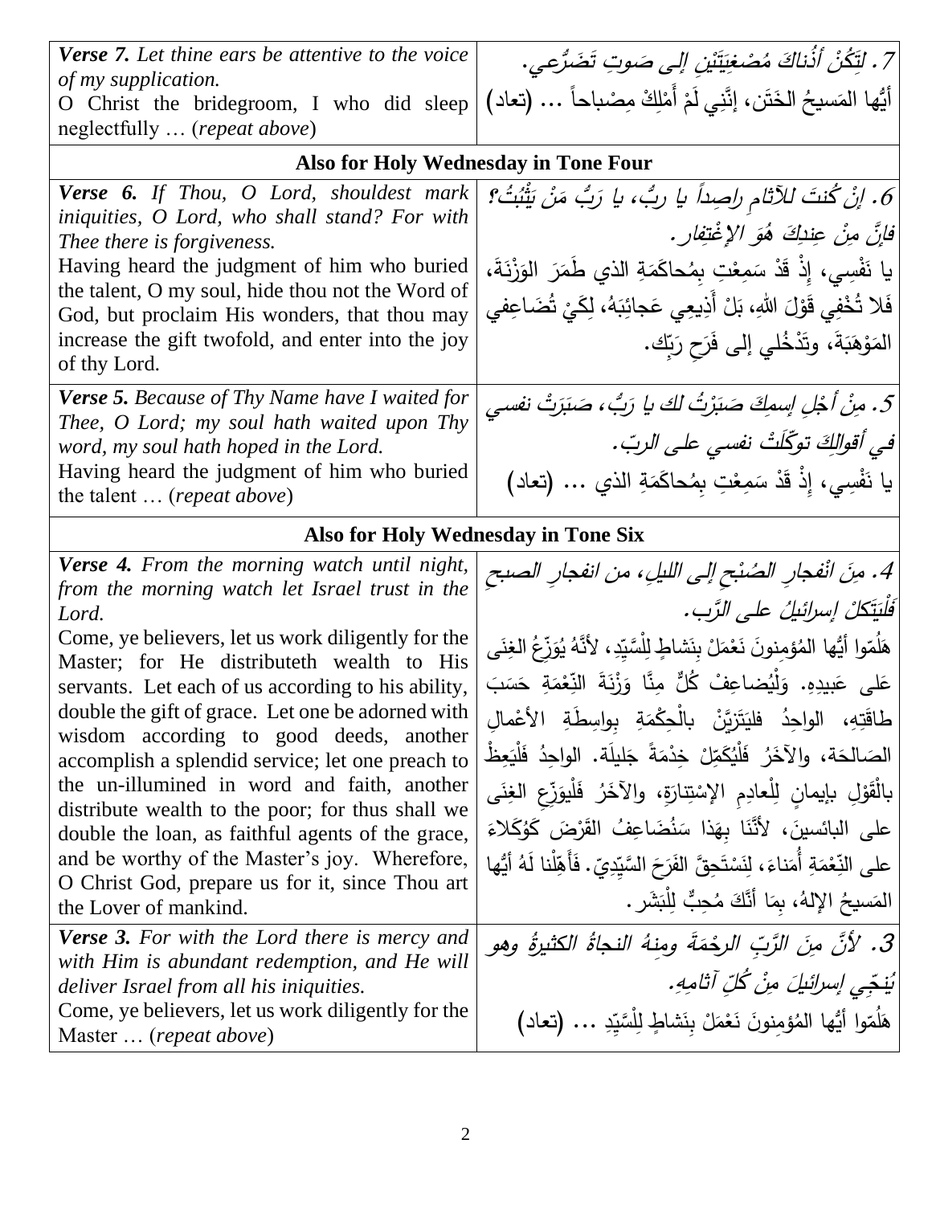| | |
|---|---|
| ***Verse 7.*** *Let thine ears be attentive to the voice of my supplication.*<br>O Christ the bridegroom, I who did sleep neglectfully … (*repeat above*) | *7. لِتَكُنْ أُذُناكَ مُصْغِيَتَيْنِ إلى صَوتِ تَضَرُّعي.*<br>أيُّها المَسيحُ الخَتَن، إنَّني لَمْ أَمْلِكْ مِصْباحاً ... (تعاد) |
| **Also for Holy Wednesday in Tone Four** | |
| ***Verse 6.*** *If Thou, O Lord, shouldest mark iniquities, O Lord, who shall stand? For with Thee there is forgiveness.*<br>Having heard the judgment of him who buried the talent, O my soul, hide thou not the Word of God, but proclaim His wonders, that thou may increase the gift twofold, and enter into the joy of thy Lord. | *6. إنْ كُنتَ للآثامِ راصِداً يا ربُّ، يا رَبُّ مَنْ يَثْبُتُ؟ فإنَّ مِنْ عِندِكَ هُوَ الإغْتِفار.*<br>يا نَفْسِي، إذْ قَدْ سَمِعْتِ بِمُحاكَمَةِ الذي طَمَرَ الوَزْنَةَ، فَلا تُخْفِي قَوْلَ اللهِ، بَلْ أَذِيعِي عَجائِبَهُ، لِكَيْ تُضَاعِفي المَوْهَبَةَ، وتَدْخُلي إلى فَرَحِ رَبِّك. |
| ***Verse 5.*** *Because of Thy Name have I waited for Thee, O Lord; my soul hath waited upon Thy word, my soul hath hoped in the Lord.*<br>Having heard the judgment of him who buried the talent … (*repeat above*) | *5. مِنْ أجْلِ إسمِكَ صَبَرْتُ لكَ يا رَبُّ، صَبَرَتْ نفسي في أقوالِكَ توكّلَتْ نفسي على الربّ.*<br>يا نَفْسِي، إذْ قَدْ سَمِعْتِ بِمُحاكَمَةِ الذي ... (تعاد) |
| **Also for Holy Wednesday in Tone Six** | |
| ***Verse 4.*** *From the morning watch until night, from the morning watch let Israel trust in the Lord.*<br>Come, ye believers, let us work diligently for the Master; for He distributeth wealth to His servants. Let each of us according to his ability, double the gift of grace. Let one be adorned with wisdom according to good deeds, another accomplish a splendid service; let one preach to the un-illumined in word and faith, another distribute wealth to the poor; for thus shall we double the loan, as faithful agents of the grace, and be worthy of the Master's joy. Wherefore, O Christ God, prepare us for it, since Thou art the Lover of mankind. | *4. مِنَ انْفجارِ الصُبْحِ إلى الليلِ، من انفجارِ الصبحِ فَلْيَتَكلْ إسرائيلُ على الرَّب.*<br>هَلُمّوا أيُّها المُؤمِنونَ نَعْمَلْ بِنَشاطٍ لِلْسَّيِّدِ، لأنَّهُ يُوَزِّعُ الغِنَى عَلى عَبيدِهِ. وَلْيُضاعِفْ كُلٌّ مِنَّا وَزْنَةَ النِّعْمَةِ حَسَبَ طاقَتِهِ، الواحِدُ فليَتَزَيَّنْ بالْحِكْمَةِ بواسِطَةِ الأعْمالِ الصَالحَة، والآخَرُ فَلْيُكَمِّلْ خِدْمَةً جَليلَة. الواحِدُ فَلْيَعِظْ بالْقَوْلِ بإيمانٍ لِلْعادِمِ الإسْتِنارَةِ، والآخَرُ فَلْيوَزِّعِ الغِنَى على البائسينَ، لأنَّنَا بِهَذا سَنُضَاعِفُ القَرْضَ كَوُكَلاءَ على النِّعْمَةِ أُمَناءَ، لِنَسْتَحِقَّ الفَرَحَ السَّيِّدِيّ. فَأَهِّلْنا لَهُ أيُّها المَسيحُ الإلهُ، بِمَا أنَّكَ مُحِبٌّ لِلْبَشَر. |
| ***Verse 3.*** *For with the Lord there is mercy and with Him is abundant redemption, and He will deliver Israel from all his iniquities.*<br>Come, ye believers, let us work diligently for the Master … (*repeat above*) | *3. لأنَّ مِنَ الرَّبِّ الرحْمَةَ ومِنهُ النجاةُ الكثيرةُ وهو يُنجّي إسرائيلَ مِنْ كُلِّ آثامِهِ.*<br>هَلُمّوا أيُّها المُؤمِنونَ نَعْمَلْ بِنَشاطٍ لِلْسَّيِّدِ ... (تعاد) |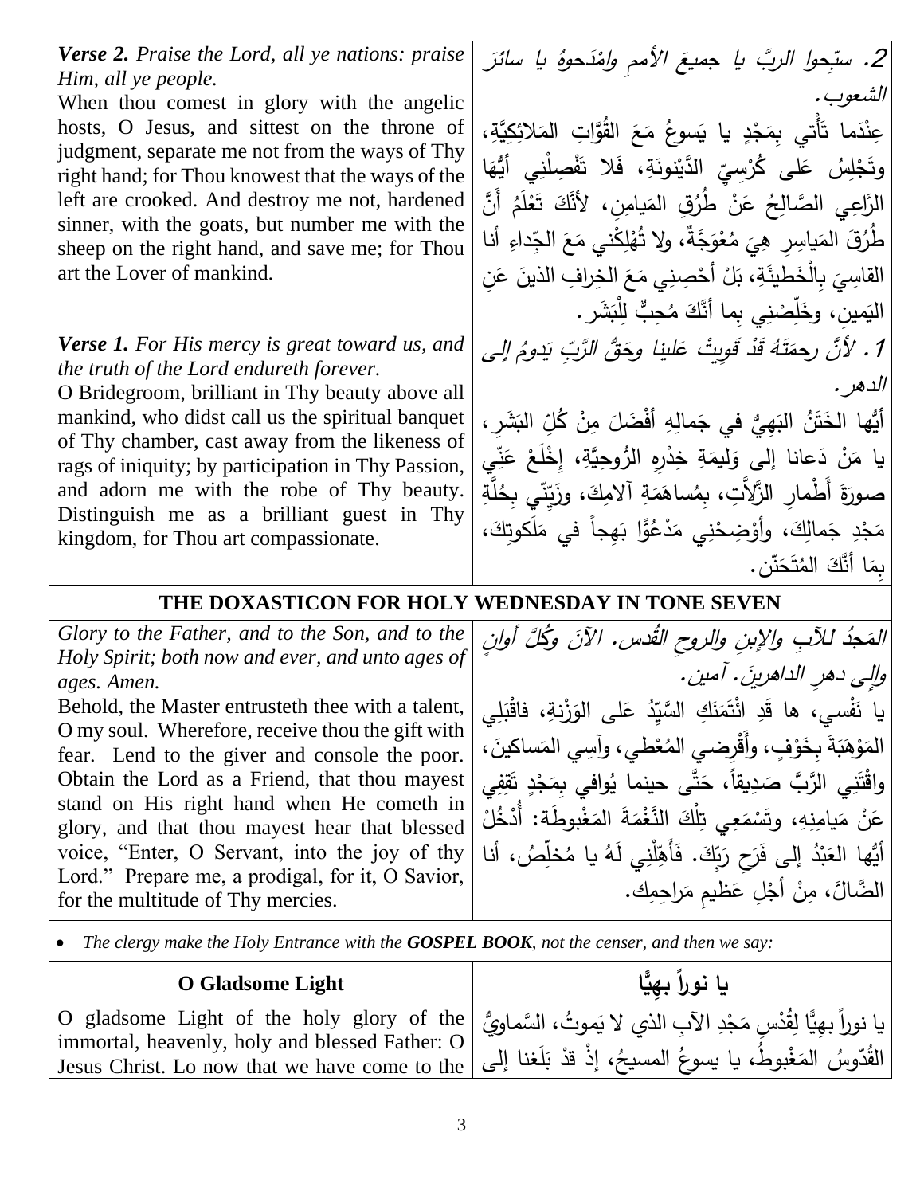| | |
|---|---|
| ***Verse 2.*** *Praise the Lord, all ye nations: praise Him, all ye people.*<br>When thou comest in glory with the angelic hosts, O Jesus, and sittest on the throne of judgment, separate me not from the ways of Thy right hand; for Thou knowest that the ways of the left are crooked. And destroy me not, hardened sinner, with the goats, but number me with the sheep on the right hand, and save me; for Thou art the Lover of mankind. | *2. سبّحوا الربَّ يا جميعَ الأممِ وامْدَحوهُ يا سائرَ الشعوب.*<br>عِنْدَما تأْتي بِمَجْدٍ يا يَسوعُ مَعَ القُوّاتِ المَلائِكِيَّةِ، وتَجْلِسُ عَلى كُرْسِيّ الدَّيْنونَةِ، فَلا تَفْصِلْني أيُّها الرَّاعِي الصَّالِحُ عَنْ طُرُقِ المَيامِنِ، لأنَّكَ تَعْلَمُ أنَّ طُرُقَ المَياسِرِ هِيَ مُعْوَجَّةٌ، ولا تُهْلِكْني مَعَ الجِّداءِ أنا القاسِيَ بِالْخَطيئَةِ، بَلْ أحْصِنِي مَعَ الخِرافِ الذينَ عَنِ اليَمينِ، وخَلِّصْنِي بِما أنَّكَ مُحِبٌّ لِلْبَشَر. |
| ***Verse 1.*** *For His mercy is great toward us, and the truth of the Lord endureth forever.*<br>O Bridegroom, brilliant in Thy beauty above all mankind, who didst call us the spiritual banquet of Thy chamber, cast away from the likeness of rags of iniquity; by participation in Thy Passion, and adorn me with the robe of Thy beauty. Distinguish me as a brilliant guest in Thy kingdom, for Thou art compassionate. | *1. لأنَّ رحمَتَهُ قَدْ قَوِيتْ عَلينا وحَقُّ الرَّبِّ يَدومُ إلى الدهر.*<br>أيُّها الخَتَنُ البَهِيُّ في جَمالِهِ أفْضَلَ مِنْ كُلِّ البَشَرِ، يا مَنْ دَعانا إلى وَليمَةِ خِدْرِهِ الرُّوحِيَّةِ، إخْلَعْ عَنّي صورَةَ أَطْمارِ الزَّلاّتِ، بِمُساهَمَةِ آلامِكَ، وزَيِّنّي بِحُلَّةِ مَجْدِ جَمالِكَ، وأوْضِحْنِي مَدْعُوًّا بَهِجاً في مَلَكوتِكَ، بِمَا أنَّكَ المُتَحَنِّن. |

## THE DOXASTICON FOR HOLY WEDNESDAY IN TONE SEVEN

| | |
|---|---|
| *Glory to the Father, and to the Son, and to the Holy Spirit; both now and ever, and unto ages of ages. Amen.*<br>Behold, the Master entrusteth thee with a talent, O my soul. Wherefore, receive thou the gift with fear. Lend to the giver and console the poor. Obtain the Lord as a Friend, that thou mayest stand on His right hand when He cometh in glory, and that thou mayest hear that blessed voice, "Enter, O Servant, into the joy of thy Lord." Prepare me, a prodigal, for it, O Savior, for the multitude of Thy mercies. | *المَجدُ للآبِ والإبنِ والروحِ القُدس. الآنَ وكُلَّ أوانٍ وإلى دهرِ الداهرينَ. آمين.*<br>يا نَفْسي، ها قَدِ ائْتَمَنَكِ السَّيِّدُ عَلى الوَزْنةِ، فاقْبَلِي المَوْهَبَةَ بِخَوْفٍ، وأَقْرِضي المُعْطي، وآسِي المَساكينَ، واقْتَنِي الرَّبَّ صَديقاً، حَتَّى حينما يُوافي بِمَجْدٍ تَقِفِي عَنْ مَيامِنِهِ، وتَسْمَعِي تِلْكَ النَّغْمَةَ المَغْبوطَةَ: أُدْخُلْ أيُّها العَبْدُ إلى فَرَحِ رَبِّكَ. فَأَهِّلْنِي لَهُ يا مُخلِّصُ، أنا الضَّالَّ، مِنْ أجْلِ عَظيمِ مَراحِمِك. |

- *The clergy make the Holy Entrance with the* ***GOSPEL BOOK****, not the censer, and then we say:*

| **O Gladsome Light** | **يا نوراً بهيًّا** |
|---|---|
| O gladsome Light of the holy glory of the immortal, heavenly, holy and blessed Father: O Jesus Christ. Lo now that we have come to the | يا نوراً بهيًّا لِقُدْسِ مَجْدِ الآبِ الذي لا يَموتُ، السَّماويُّ القُدّوسُ المَغْبوطُ، يا يسوعُ المسيحُ، إذْ قدْ بَلَغنا إلى |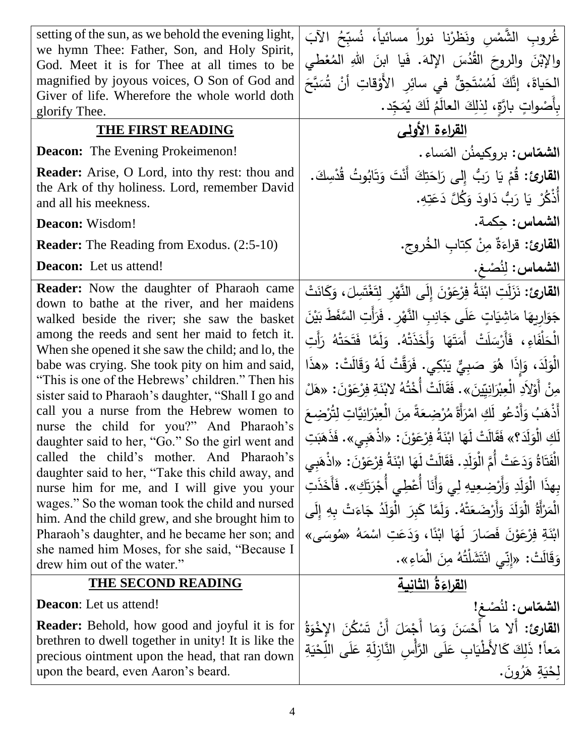| | |
|---|---|
| setting of the sun, as we behold the evening light, we hymn Thee: Father, Son, and Holy Spirit, God. Meet it is for Thee at all times to be magnified by joyous voices, O Son of God and Giver of life. Wherefore the whole world doth glorify Thee. | غُروبِ الشَّمْسِ ونَظَرْنا نوراً مسائياً، نُسبِّحُ الآبَ والإبْنَ والروحَ القُدُسَ الإلهَ. فَيا ابنَ اللهِ المُعْطي الحَياةَ، إنَّكَ لَمُسْتَحِقٌّ في سائرِ الأَوْقاتِ أنْ تُسَبَّحَ بِأَصْواتٍ بارَّةٍ، لِذلِكَ العالَمُ لَكَ يُمَجِّد. |
| **THE FIRST READING** | **القراءة الأولى** |
| **Deacon:** The Evening Prokeimenon! | **الشمّاس:** بروكيمنُن المَساء. |
| **Reader:** Arise, O Lord, into thy rest: thou and the Ark of thy holiness. Lord, remember David and all his meekness. | **القارئ:** قُمْ يَا رَبُّ إِلى رَاحَتِكَ أَنْتَ وَتَابُوتُ قُدْسِكَ. أُذْكُرْ يَا رَبُّ دَاودَ وَكُلَّ دَعَتِهِ. |
| **Deacon:** Wisdom! | **الشماس:** حِكمة. |
| **Reader:** The Reading from Exodus. (2:5-10) | **القارئ:** قراءَةٌ مِنْ كِتابِ الخُروج. |
| **Deacon:** Let us attend! | **الشماس:** لِنُصْغِ. |
| **Reader:** Now the daughter of Pharaoh came down to bathe at the river, and her maidens walked beside the river; she saw the basket among the reeds and sent her maid to fetch it. When she opened it she saw the child; and lo, the babe was crying. She took pity on him and said, "This is one of the Hebrews' children." Then his sister said to Pharaoh's daughter, "Shall I go and call you a nurse from the Hebrew women to nurse the child for you?" And Pharaoh's daughter said to her, "Go." So the girl went and called the child's mother. And Pharaoh's daughter said to her, "Take this child away, and nurse him for me, and I will give you your wages." So the woman took the child and nursed him. And the child grew, and she brought him to Pharaoh's daughter, and he became her son; and she named him Moses, for she said, "Because I drew him out of the water." | **القارئ:** نَزَلَتِ ابْنَةُ فِرْعَوْنَ إِلَى النَّهْرِ لِتَغْتَسِلَ، وَكَانَتْ جَوَارِيهَا مَاشِيَاتٍ عَلَى جَانِبِ النَّهْرِ. فَرَأَتِ السَّفَطَ بَيْنَ الْحَلْفَاءِ، فَأَرْسَلَتْ أَمَتَهَا وَأَخَذَتْهُ. وَلَمَّا فَتَحَتْهُ رَأَتِ الْوَلَدَ، وَإِذَا هُوَ صَبِيٌّ يَبْكِي. فَرَقَّتْ لَهُ وَقَالَتْ: «هذَا مِنْ أَوْلاَدِ الْعِبْرَانِيِّينَ». فَقَالَتْ أُخْتُهُ لابْنَةِ فِرْعَوْنَ: «هَلْ أَذْهَبُ وَأَدْعُو لَكِ امْرَأَةً مُرْضِعَةً مِنَ الْعِبْرَانِيَّاتِ لِتُرْضِعَ لَكِ الْوَلَدَ؟» فَقَالَتْ لَهَا ابْنَةُ فِرْعَوْنَ: «اذْهَبِي». فَذَهَبَتِ الْفَتَاةُ وَدَعَتْ أُمَّ الْوَلَدِ. فَقَالَتْ لَهَا ابْنَةُ فِرْعَوْنَ: «اذْهَبِي بِهذَا الْوَلَدِ وَأَرْضِعِيهِ لِي وَأَنَا أُعْطِي أُجْرَتَكِ». فَأَخَذَتِ الْمَرْأَةُ الْوَلَدَ وَأَرْضَعَتْهُ. وَلَمَّا كَبِرَ الْوَلَدُ جَاءَتْ بِهِ إِلَى ابْنَةِ فِرْعَوْنَ فَصَارَ لَهَا ابْنًا، وَدَعَتِ اسْمَهُ «مُوسَى» وَقَالَتْ: «إِنِّي انْتَشَلْتُهُ مِنَ الْمَاءِ». |
| **THE SECOND READING** | **القراءَةُ الثانية** |
| **Deacon**: Let us attend! | **الشمّاس:** لنُصْغِ! |
| **Reader:** Behold, how good and joyful it is for brethren to dwell together in unity! It is like the precious ointment upon the head, that ran down upon the beard, even Aaron's beard. | **القارئ:** أَلا مَا أَحْسَنَ وَمَا أَجْمَلَ أَنْ تَسْكُنَ الإِخْوَةُ مَعاً! ذَلِكَ كَالأَطْيَابِ عَلَى الرَّأْسِ النَّازِلَةِ عَلَى اللِّحْيَةِ لِحْيَةِ هَرُونَ. |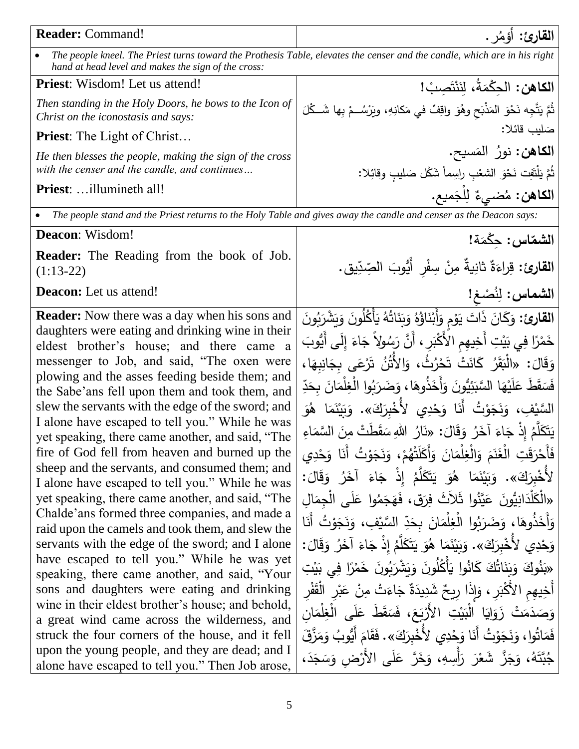| English | Arabic |
|---|---|
| **Reader:** Command! | **القارئ:** أؤمُر. |
| • *The people kneel. The Priest turns toward the Prothesis Table, elevates the censer and the candle, which are in his right hand at head level and makes the sign of the cross:* | |
| **Priest**: Wisdom! Let us attend! | **الكاهن:** الحِكْمَةُ، لِنَنْتَصِبْ! |
| *Then standing in the Holy Doors, he bows to the Icon of Christ on the iconostasis and says:* | ثُمَّ يَتَّجِه نَحْوَ المَذْبَحِ وهُوَ واقِفٌ في مَكانِهِ، ويَرْسُمُ بِها شَكْلَ صَليبٍ قائلا: |
| **Priest**: The Light of Christ… | **الكاهن:** نورُ المَسيحِ. |
| *He then blesses the people, making the sign of the cross with the censer and the candle, and continues…* | ثُمَّ يَلْتَفِت نَحْوَ الشعْبِ راسِماً شَكْل صَليبٍ وقائِلا: |
| **Priest**: …illumineth all! | **الكاهن:** مُضيءٌ لِلْجَميعِ. |
| • *The people stand and the Priest returns to the Holy Table and gives away the candle and censer as the Deacon says:* | |
| **Deacon**: Wisdom! | **الشمّاس:** حِكْمَة! |
| **Reader:** The Reading from the book of Job. (1:13-22) | **القارئ:** قِراءَةٌ ثانِيةٌ مِنْ سِفْرِ أَيُّوبَ الصِّدِّيق. |
| **Deacon:** Let us attend! | **الشماس:** لِنُصْغِ! |
| **Reader:** Now there was a day when his sons and daughters were eating and drinking wine in their eldest brother's house; and there came a messenger to Job, and said, "The oxen were plowing and the asses feeding beside them; and the Sabe'ans fell upon them and took them, and slew the servants with the edge of the sword; and I alone have escaped to tell you." While he was yet speaking, there came another, and said, "The fire of God fell from heaven and burned up the sheep and the servants, and consumed them; and I alone have escaped to tell you." While he was yet speaking, there came another, and said, "The Chalde'ans formed three companies, and made a raid upon the camels and took them, and slew the servants with the edge of the sword; and I alone have escaped to tell you." While he was yet speaking, there came another, and said, "Your sons and daughters were eating and drinking wine in their eldest brother's house; and behold, a great wind came across the wilderness, and struck the four corners of the house, and it fell upon the young people, and they are dead; and I alone have escaped to tell you." Then Job arose, | **القارئ:** وَكَانَ ذَاتَ يَوْمٍ وَأَبْنَاؤُهُ وَبَنَاتُهُ يَأْكُلُونَ وَيَشْرَبُونَ خَمْرًا فِي بَيْتِ أَخِيهِمِ الأَكْبَرِ، أَنَّ رَسُولاً جَاءَ إِلَى أَيُّوبَ وَقَالَ: «الْبَقَرُ كَانَتْ تَحْرُثُ، وَالأُتُنُ تَرْعَى بِجَانِبِهَا، فَسَقَطَ عَلَيْهَا السَّبَئِيُّونَ وَأَخَذُوهَا، وَضَرَبُوا الْغِلْمَانَ بِحَدِّ السَّيْفِ، وَنَجَوْتُ أَنَا وَحْدِي لأُخْبِرَكَ». وَبَيْنَمَا هُوَ يَتَكَلَّمُ إِذْ جَاءَ آخَرُ وَقَالَ: «نَارُ اللهِ سَقَطَتْ مِنَ السَّمَاءِ فَأَحْرَقَتِ الْغَنَمَ وَالْغِلْمَانَ وَأَكَلَتْهُمْ، وَنَجَوْتُ أَنَا وَحْدِي لأُخْبِرَكَ». وَبَيْنَمَا هُوَ يَتَكَلَّمُ إِذْ جَاءَ آخَرُ وَقَالَ: «الْكَلْدَانِيُّونَ عَيَّنُوا ثَلاَثَ فِرَق، فَهَجَمُوا عَلَى الْجِمَالِ وَأَخَذُوهَا، وَضَرَبُوا الْغِلْمَانَ بِحَدِّ السَّيْفِ، وَنَجَوْتُ أَنَا وَحْدِي لأُخْبِرَكَ». وَبَيْنَمَا هُوَ يَتَكَلَّمُ إِذْ جَاءَ آخَرُ وَقَالَ: «بَنُوكَ وَبَنَاتُكَ كَانُوا يَأْكُلُونَ وَيَشْرَبُونَ خَمْرًا فِي بَيْتِ أَخِيهِمِ الأَكْبَرِ، وَإِذَا رِيحٌ شَدِيدَةٌ جَاءَتْ مِنْ عَبْرِ الْقَفْرِ وَصَدَمَتْ زَوَايَا الْبَيْتِ الأَرْبَعَ، فَسَقَطَ عَلَى الْغِلْمَانِ فَمَاتُوا، وَنَجَوْتُ أَنَا وَحْدِي لأُخْبِرَكَ». فَقَامَ أَيُّوبُ وَمَزَّقَ جُبَّتَهُ، وَجَزَّ شَعْرَ رَأْسِهِ، وَخَرَّ عَلَى الأَرْضِ وَسَجَدَ، |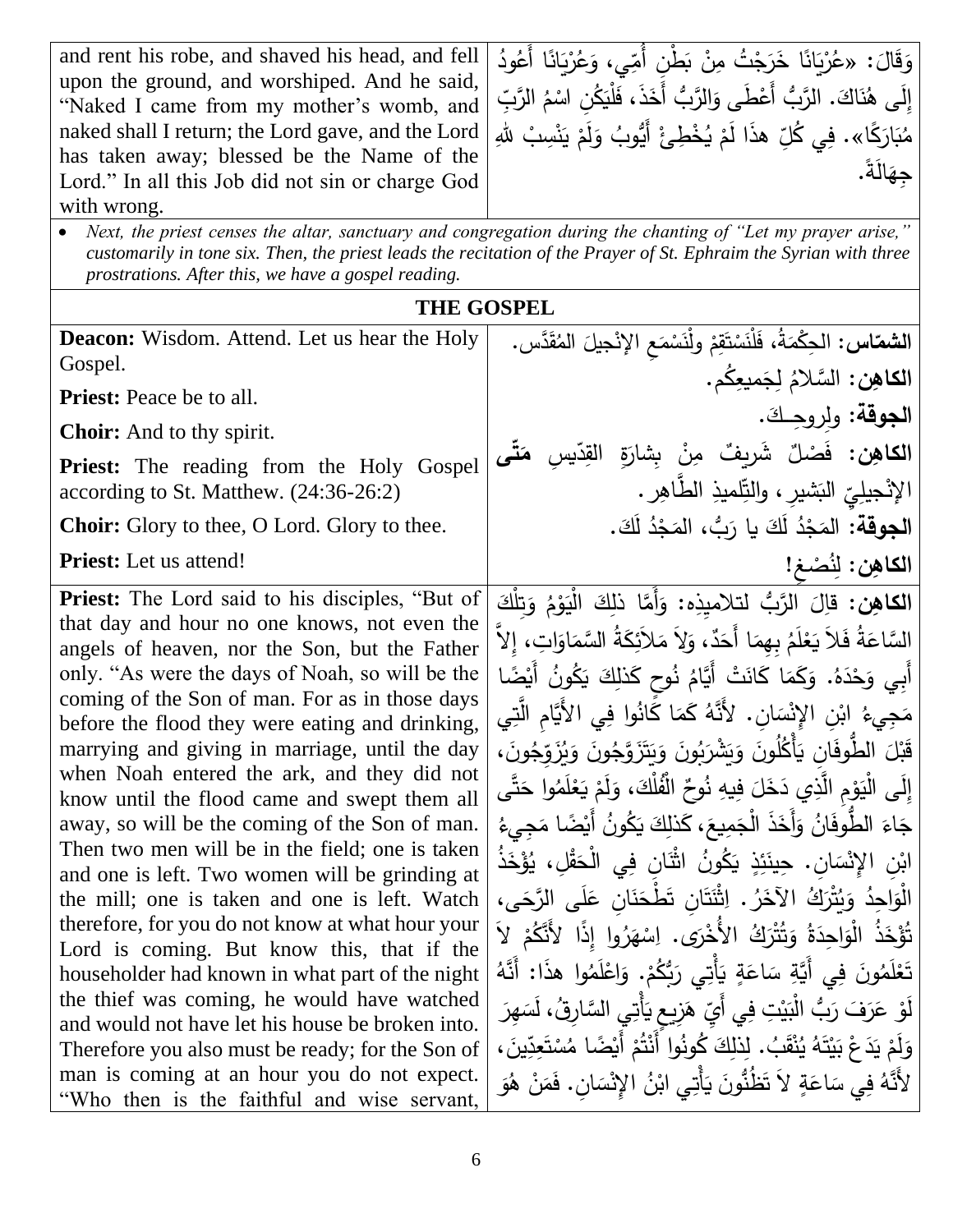| | |
|---|---|
| and rent his robe, and shaved his head, and fell upon the ground, and worshiped. And he said, "Naked I came from my mother's womb, and naked shall I return; the Lord gave, and the Lord has taken away; blessed be the Name of the Lord." In all this Job did not sin or charge God with wrong. | وَقَالَ: «عُرْيَانًا خَرَجْتُ مِنْ بَطْنِ أُمِّي، وَعُرْيَانًا أَعُودُ إِلَى هُنَاكَ. الرَّبُّ أَعْطَى وَالرَّبُّ أَخَذَ، فَلْيَكُنِ اسْمُ الرَّبِّ مُبَارَكًا». فِي كُلِّ هذَا لَمْ يُخْطِئْ أَيُّوبُ وَلَمْ يَنْسِبْ للهِ جِهَالَةً. |

- *Next, the priest censes the altar, sanctuary and congregation during the chanting of "Let my prayer arise," customarily in tone six. Then, the priest leads the recitation of the Prayer of St. Ephraim the Syrian with three prostrations. After this, we have a gospel reading.*

## THE GOSPEL

| | |
|---|---|
| **Deacon:** Wisdom. Attend. Let us hear the Holy Gospel. | **الشمّاس:** الحِكْمَةُ، فَلْنَسْتَقِمْ ولْنَسْمَعِ الإنْجيلَ المُقَدَّس. |
| **Priest:** Peace be to all. | **الكاهِن:** السَّلامُ لِجَميعِكُم. |
| **Choir:** And to thy spirit. | **الجوقة:** ولِروحِـكَ. |
| **Priest:** The reading from the Holy Gospel according to St. Matthew. (24:36-26:2) | **الكاهِن:** فَصْلٌ شَريفٌ مِنْ بِشارَةِ القِدّيسِ **مَتّى** الإنْجيلِيّ البَشيرِ، والتِّلميذِ الطَّاهِر. |
| **Choir:** Glory to thee, O Lord. Glory to thee. | **الجوقة:** المَجْدُ لَكَ يا رَبُّ، المَجْدُ لَكَ. |
| **Priest:** Let us attend! | **الكاهِن:** لِنُصْغِ! |
| **Priest:** The Lord said to his disciples, "But of that day and hour no one knows, not even the angels of heaven, nor the Son, but the Father only. "As were the days of Noah, so will be the coming of the Son of man. For as in those days before the flood they were eating and drinking, marrying and giving in marriage, until the day when Noah entered the ark, and they did not know until the flood came and swept them all away, so will be the coming of the Son of man. Then two men will be in the field; one is taken and one is left. Two women will be grinding at the mill; one is taken and one is left. Watch therefore, for you do not know at what hour your Lord is coming. But know this, that if the householder had known in what part of the night the thief was coming, he would have watched and would not have let his house be broken into. Therefore you also must be ready; for the Son of man is coming at an hour you do not expect. "Who then is the faithful and wise servant, | **الكاهِن:** قالَ الرَّبُّ لتلاميذِه: وَأَمَّا ذلِكَ الْيَوْمُ وَتِلْكَ السَّاعَةُ فَلاَ يَعْلَمُ بِهِمَا أَحَدٌ، وَلاَ مَلاَئِكَةُ السَّمَاوَاتِ، إِلاَّ أَبِي وَحْدَهُ. وَكَمَا كَانَتْ أَيَّامُ نُوحٍ كَذلِكَ يَكُونُ أَيْضًا مَجِيءُ ابْنِ الإِنْسَانِ. لأَنَّهُ كَمَا كَانُوا فِي الأَيَّامِ الَّتِي قَبْلَ الطُّوفَانِ يَأْكُلُونَ وَيَشْرَبُونَ وَيَتَزَوَّجُونَ وَيُزَوِّجُونَ، إِلَى الْيَوْمِ الَّذِي دَخَلَ فِيهِ نُوحٌ الْفُلْكَ، وَلَمْ يَعْلَمُوا حَتَّى جَاءَ الطُّوفَانُ وَأَخَذَ الْجَمِيعَ، كَذلِكَ يَكُونُ أَيْضًا مَجِيءُ ابْنِ الإِنْسَانِ. حِينَئِذٍ يَكُونُ اثْنَانِ فِي الْحَقْلِ، يُؤْخَذُ الْوَاحِدُ وَيُتْرَكُ الآخَرُ. اِثْنَتَانِ تَطْحَنَانِ عَلَى الرَّحَى، تُؤْخَذُ الْوَاحِدَةُ وَتُتْرَكُ الأُخْرَى. اِسْهَرُوا إِذًا لأَنَّكُمْ لاَ تَعْلَمُونَ فِي أَيَّةِ سَاعَةٍ يَأْتِي رَبُّكُمْ. وَاعْلَمُوا هذَا: أَنَّهُ لَوْ عَرَفَ رَبُّ الْبَيْتِ فِي أَيِّ هَزِيعٍ يَأْتِي السَّارِقُ، لَسَهِرَ وَلَمْ يَدَعْ بَيْتَهُ يُنْقَبُ. لِذلِكَ كُونُوا أَنْتُمْ أَيْضًا مُسْتَعِدِّينَ، لأَنَّهُ فِي سَاعَةٍ لاَ تَظُنُّونَ يَأْتِي ابْنُ الإِنْسَانِ. فَمَنْ هُوَ |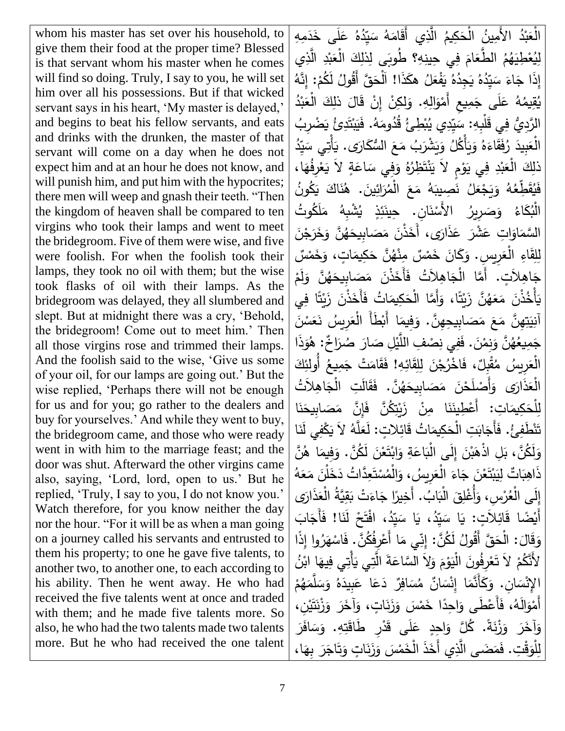| | |
|---|---|
| whom his master has set over his household, to give them their food at the proper time? Blessed is that servant whom his master when he comes will find so doing. Truly, I say to you, he will set him over all his possessions. But if that wicked servant says in his heart, 'My master is delayed,' and begins to beat his fellow servants, and eats and drinks with the drunken, the master of that servant will come on a day when he does not expect him and at an hour he does not know, and will punish him, and put him with the hypocrites; there men will weep and gnash their teeth. "Then the kingdom of heaven shall be compared to ten virgins who took their lamps and went to meet the bridegroom. Five of them were wise, and five were foolish. For when the foolish took their lamps, they took no oil with them; but the wise took flasks of oil with their lamps. As the bridegroom was delayed, they all slumbered and slept. But at midnight there was a cry, 'Behold, the bridegroom! Come out to meet him.' Then all those virgins rose and trimmed their lamps. And the foolish said to the wise, 'Give us some of your oil, for our lamps are going out.' But the wise replied, 'Perhaps there will not be enough for us and for you; go rather to the dealers and buy for yourselves.' And while they went to buy, the bridegroom came, and those who were ready went in with him to the marriage feast; and the door was shut. Afterward the other virgins came also, saying, 'Lord, lord, open to us.' But he replied, 'Truly, I say to you, I do not know you.' Watch therefore, for you know neither the day nor the hour. "For it will be as when a man going on a journey called his servants and entrusted to them his property; to one he gave five talents, to another two, to another one, to each according to his ability. Then he went away. He who had received the five talents went at once and traded with them; and he made five talents more. So also, he who had the two talents made two talents more. But he who had received the one talent | الْعَبْدُ الأَمِينُ الْحَكِيمُ الَّذِي أَقَامَهُ سَيِّدُهُ عَلَى خَدَمِهِ لِيُعْطِيَهُمُ الطَّعَامَ فِي حِينِهِ؟ طُوبَى لِذلِكَ الْعَبْدِ الَّذِي إِذَا جَاءَ سَيِّدُهُ يَجِدُهُ يَفْعَلُ هكَذَا! اَلْحَقَّ أَقُولُ لَكُمْ: إِنَّهُ يُقِيمُهُ عَلَى جَمِيعِ أَمْوَالِهِ. وَلكِنْ إِنْ قَالَ ذلِكَ الْعَبْدُ الرَّدِيُّ فِي قَلْبِهِ: سَيِّدِي يُبْطِئُ قُدُومَهُ. فَيَبْتَدِئُ يَضْرِبُ الْعَبِيدَ رُفَقَاءَهُ وَيَأْكُلُ وَيَشْرَبُ مَعَ السُّكَارَى. يَأْتِي سَيِّدُ ذلِكَ الْعَبْدِ فِي يَوْمٍ لاَ يَنْتَظِرُهُ وَفِي سَاعَةٍ لاَ يَعْرِفُهَا، فَيُقَطِّعُهُ وَيَجْعَلُ نَصِيبَهُ مَعَ الْمُرَائِينَ. هُنَاكَ يَكُونُ الْبُكَاءُ وَصَرِيرُ الأَسْنَانِ. حِينَئِذٍ يُشْبِهُ مَلَكُوتُ السَّمَاوَاتِ عَشْرَ عَذَارَى، أَخَذْنَ مَصَابِيحَهُنَّ وَخَرَجْنَ لِلِقَاءِ الْعَرِيسِ. وَكَانَ خَمْسٌ مِنْهُنَّ حَكِيمَاتٍ، وَخَمْسٌ جَاهِلاَتٍ. أَمَّا الْجَاهِلاَتُ فَأَخَذْنَ مَصَابِيحَهُنَّ وَلَمْ يَأْخُذْنَ مَعَهُنَّ زَيْتًا، وَأَمَّا الْحَكِيمَاتُ فَأَخَذْنَ زَيْتًا فِي آنِيَتِهِنَّ مَعَ مَصَابِيحِهِنَّ. وَفِيمَا أَبْطَأَ الْعَرِيسُ نَعَسْنَ جَمِيعُهُنَّ وَنِمْنَ. فَفِي نِصْفِ اللَّيْلِ صَارَ صُرَاخٌ: هُوَذَا الْعَرِيسُ مُقْبِلٌ، فَاخْرُجْنَ لِلِقَائِهِ! فَقَامَتْ جَمِيعُ أُولئِكَ الْعَذَارَى وَأَصْلَحْنَ مَصَابِيحَهُنَّ. فَقَالَتِ الْجَاهِلاَتُ لِلْحَكِيمَاتِ: أَعْطِينَنَا مِنْ زَيْتِكُنَّ فَإِنَّ مَصَابِيحَنَا تَنْطَفِئُ. فَأَجَابَتِ الْحَكِيمَاتُ قَائِلاَتٍ: لَعَلَّهُ لاَ يَكْفِي لَنَا وَلَكُنَّ، بَلِ اذْهَبْنَ إِلَى الْبَاعَةِ وَابْتَعْنَ لَكُنَّ. وَفِيمَا هُنَّ ذَاهِبَاتٌ لِيَبْتَعْنَ جَاءَ الْعَرِيسُ، وَالْمُسْتَعِدَّاتُ دَخَلْنَ مَعَهُ إِلَى الْعُرْسِ، وَأُغْلِقَ الْبَابُ. أَخِيرًا جَاءَتْ بَقِيَّةُ الْعَذَارَى أَيْضًا قَائِلاَتٍ: يَا سَيِّدُ، يَا سَيِّدُ، افْتَحْ لَنَا! فَأَجَابَ وَقَالَ: الْحَقَّ أَقُولُ لَكُنَّ: إِنِّي مَا أَعْرِفُكُنَّ. فَاسْهَرُوا إِذًا لأَنَّكُمْ لاَ تَعْرِفُونَ الْيَوْمَ وَلاَ السَّاعَةَ الَّتِي يَأْتِي فِيهَا ابْنُ الإِنْسَانِ. وَكَأَنَّمَا إِنْسَانٌ مُسَافِرٌ دَعَا عَبِيدَهُ وَسَلَّمَهُمْ أَمْوَالَهُ، فَأَعْطَى وَاحِدًا خَمْسَ وَزَنَاتٍ، وَآخَرَ وَزْنَتَيْنِ، وَآخَرَ وَزْنَةً. كُلَّ وَاحِدٍ عَلَى قَدْرِ طَاقَتِهِ. وَسَافَرَ لِلْوَقْتِ. فَمَضَى الَّذِي أَخَذَ الْخَمْسَ وَزَنَاتٍ وَتَاجَرَ بِهَا، |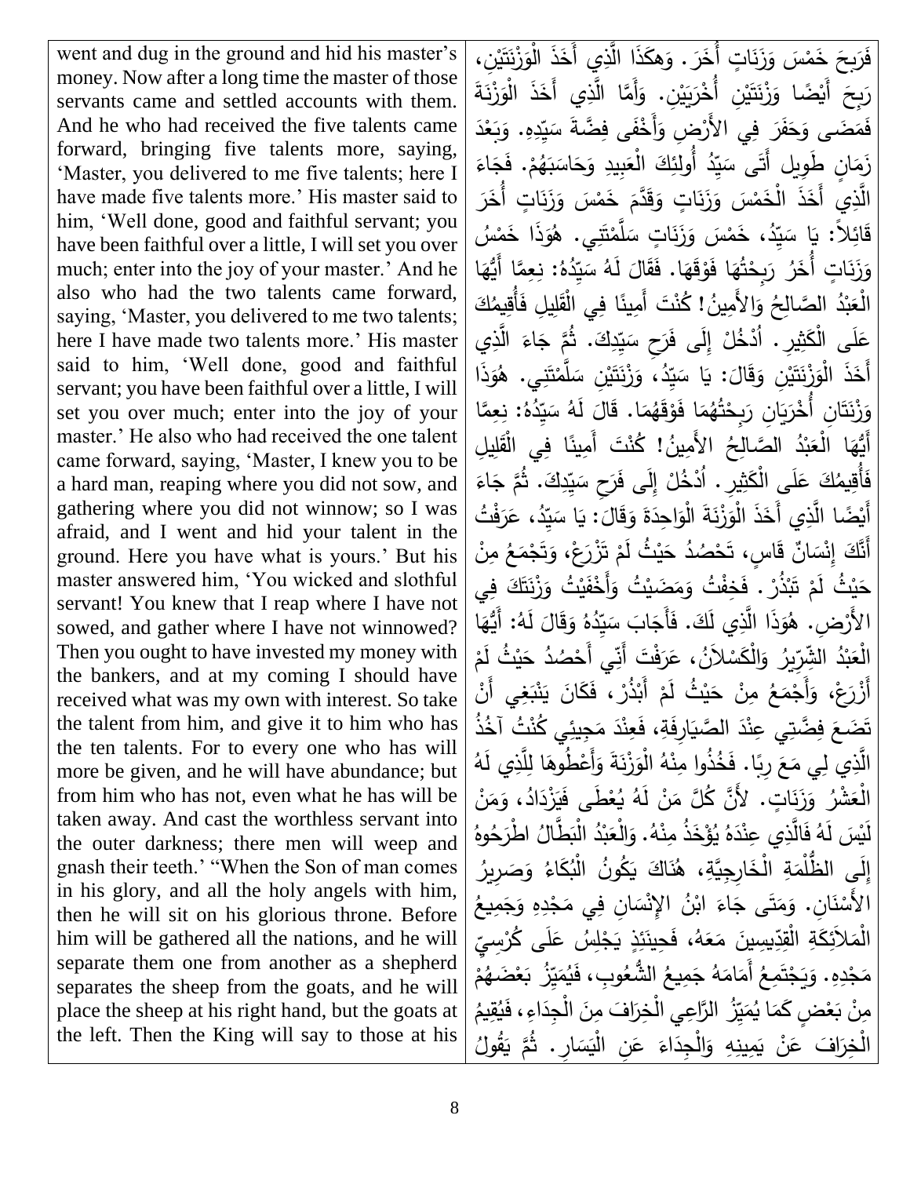| | |
|---|---|
| went and dug in the ground and hid his master's money. Now after a long time the master of those servants came and settled accounts with them. And he who had received the five talents came forward, bringing five talents more, saying, 'Master, you delivered to me five talents; here I have made five talents more.' His master said to him, 'Well done, good and faithful servant; you have been faithful over a little, I will set you over much; enter into the joy of your master.' And he also who had the two talents came forward, saying, 'Master, you delivered to me two talents; here I have made two talents more.' His master said to him, 'Well done, good and faithful servant; you have been faithful over a little, I will set you over much; enter into the joy of your master.' He also who had received the one talent came forward, saying, 'Master, I knew you to be a hard man, reaping where you did not sow, and gathering where you did not winnow; so I was afraid, and I went and hid your talent in the ground. Here you have what is yours.' But his master answered him, 'You wicked and slothful servant! You knew that I reap where I have not sowed, and gather where I have not winnowed? Then you ought to have invested my money with the bankers, and at my coming I should have received what was my own with interest. So take the talent from him, and give it to him who has the ten talents. For to every one who has will more be given, and he will have abundance; but from him who has not, even what he has will be taken away. And cast the worthless servant into the outer darkness; there men will weep and gnash their teeth.' "When the Son of man comes in his glory, and all the holy angels with him, then he will sit on his glorious throne. Before him will be gathered all the nations, and he will separate them one from another as a shepherd separates the sheep from the goats, and he will place the sheep at his right hand, but the goats at the left. Then the King will say to those at his | فَرَبِحَ خَمْسَ وَزَنَاتٍ أُخَرَ. وَهكَذَا الَّذِي أَخَذَ الْوَزْنَتَيْنِ، رَبِحَ أَيْضًا وَزْنَتَيْنِ أُخْرَيَيْنِ. وَأَمَّا الَّذِي أَخَذَ الْوَزْنَةَ فَمَضَى وَحَفَرَ فِي الأَرْضِ وَأَخْفَى فِضَّةَ سَيِّدِهِ. وَبَعْدَ زَمَانٍ طَوِيلٍ أَتَى سَيِّدُ أُولئِكَ الْعَبِيدِ وَحَاسَبَهُمْ. فَجَاءَ الَّذِي أَخَذَ الْخَمْسَ وَزَنَاتٍ وَقَدَّمَ خَمْسَ وَزَنَاتٍ أُخَرَ قَائِلاً: يَا سَيِّدُ، خَمْسَ وَزَنَاتٍ سَلَّمْتَنِي. هُوَذَا خَمْسُ وَزَنَاتٍ أُخَرُ رَبِحْتُهَا فَوْقَهَا. فَقَالَ لَهُ سَيِّدُهُ: نِعِمَّا أَيُّهَا الْعَبْدُ الصَّالِحُ وَالأَمِينُ! كُنْتَ أَمِينًا فِي الْقَلِيلِ فَأُقِيمُكَ عَلَى الْكَثِيرِ. اُدْخُلْ إِلَى فَرَحِ سَيِّدِكَ. ثُمَّ جَاءَ الَّذِي أَخَذَ الْوَزْنَتَيْنِ وَقَالَ: يَا سَيِّدُ، وَزْنَتَيْنِ سَلَّمْتَنِي. هُوَذَا وَزْنَتَانِ أُخْرَيَانِ رَبِحْتُهُمَا فَوْقَهُمَا. قَالَ لَهُ سَيِّدُهُ: نِعِمَّا أَيُّهَا الْعَبْدُ الصَّالِحُ الأَمِينُ! كُنْتَ أَمِينًا فِي الْقَلِيلِ فَأُقِيمُكَ عَلَى الْكَثِيرِ. اُدْخُلْ إِلَى فَرَحِ سَيِّدِكَ. ثُمَّ جَاءَ أَيْضًا الَّذِي أَخَذَ الْوَزْنَةَ الْوَاحِدَةَ وَقَالَ: يَا سَيِّدُ، عَرَفْتُ أَنَّكَ إِنْسَانٌ قَاسٍ، تَحْصُدُ حَيْثُ لَمْ تَزْرَعْ، وَتَجْمَعُ مِنْ حَيْثُ لَمْ تَبْذُرْ. فَخِفْتُ وَمَضَيْتُ وَأَخْفَيْتُ وَزْنَتَكَ فِي الأَرْضِ. هُوَذَا الَّذِي لَكَ. فَأَجَابَ سَيِّدُهُ وَقَالَ لَهُ: أَيُّهَا الْعَبْدُ الشِّرِّيرُ وَالْكَسْلاَنُ، عَرَفْتَ أَنِّي أَحْصُدُ حَيْثُ لَمْ أَزْرَعْ، وَأَجْمَعُ مِنْ حَيْثُ لَمْ أَبْذُرْ، فَكَانَ يَنْبَغِي أَنْ تَضَعَ فِضَّتِي عِنْدَ الصَّيَارِفَةِ، فَعِنْدَ مَجِيئِي كُنْتُ آخُذُ الَّذِي لِي مَعَ رِبًا. فَخُذُوا مِنْهُ الْوَزْنَةَ وَأَعْطُوهَا لِلَّذِي لَهُ الْعَشْرُ وَزَنَاتٍ. لأَنَّ كُلَّ مَنْ لَهُ يُعْطَى فَيَزْدَادُ، وَمَنْ لَيْسَ لَهُ فَالَّذِي عِنْدَهُ يُؤْخَذُ مِنْهُ. وَالْعَبْدُ الْبَطَّالُ اطْرَحُوهُ إِلَى الظُّلْمَةِ الْخَارِجِيَّةِ، هُنَاكَ يَكُونُ الْبُكَاءُ وَصَرِيرُ الأَسْنَانِ. وَمَتَى جَاءَ ابْنُ الإِنْسَانِ فِي مَجْدِهِ وَجَمِيعُ الْمَلاَئِكَةِ الْقِدِّيسِينَ مَعَهُ، فَحِينَئِذٍ يَجْلِسُ عَلَى كُرْسِيِّ مَجْدِهِ. وَيَجْتَمِعُ أَمَامَهُ جَمِيعُ الشُّعُوبِ، فَيُمَيِّزُ بَعْضَهُمْ مِنْ بَعْضٍ كَمَا يُمَيِّزُ الرَّاعِي الْخِرَافَ مِنَ الْجِدَاءِ، فَيُقِيمُ الْخِرَافَ عَنْ يَمِينِهِ وَالْجِدَاءَ عَنِ الْيَسَارِ. ثُمَّ يَقُولُ |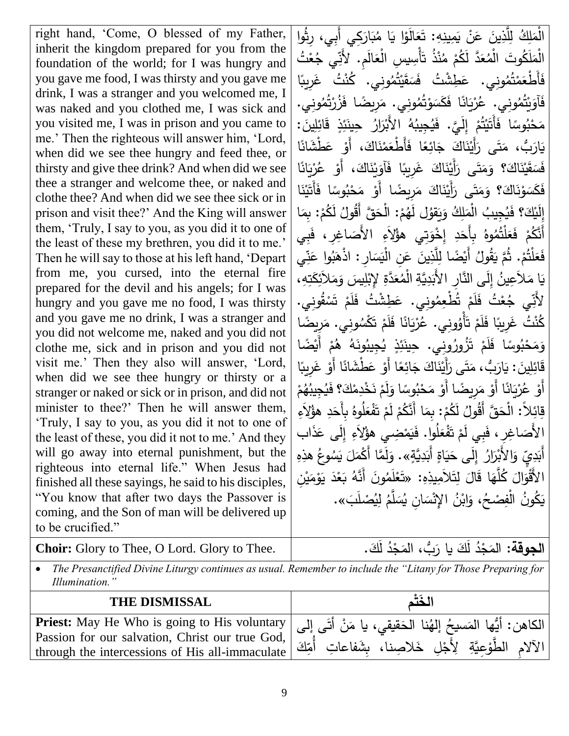| | |
|---|---|
| right hand, 'Come, O blessed of my Father, inherit the kingdom prepared for you from the foundation of the world; for I was hungry and you gave me food, I was thirsty and you gave me drink, I was a stranger and you welcomed me, I was naked and you clothed me, I was sick and you visited me, I was in prison and you came to me.' Then the righteous will answer him, 'Lord, when did we see thee hungry and feed thee, or thirsty and give thee drink? And when did we see thee a stranger and welcome thee, or naked and clothe thee? And when did we see thee sick or in prison and visit thee?' And the King will answer them, 'Truly, I say to you, as you did it to one of the least of these my brethren, you did it to me.' Then he will say to those at his left hand, 'Depart from me, you cursed, into the eternal fire prepared for the devil and his angels; for I was hungry and you gave me no food, I was thirsty and you gave me no drink, I was a stranger and you did not welcome me, naked and you did not clothe me, sick and in prison and you did not visit me.' Then they also will answer, 'Lord, when did we see thee hungry or thirsty or a stranger or naked or sick or in prison, and did not minister to thee?' Then he will answer them, 'Truly, I say to you, as you did it not to one of the least of these, you did it not to me.' And they will go away into eternal punishment, but the righteous into eternal life." When Jesus had finished all these sayings, he said to his disciples, "You know that after two days the Passover is coming, and the Son of man will be delivered up to be crucified." | الْمَلِكُ لِلَّذِينَ عَنْ يَمِينِهِ: تَعَالَوْا يَا مُبَارَكِي أَبِي، رِثُوا الْمَلَكُوتَ الْمُعَدَّ لَكُمْ مُنْذُ تَأْسِيسِ الْعَالَمِ. لأَنِّي جُعْتُ فَأَطْعَمْتُمُونِي. عَطِشْتُ فَسَقَيْتُمُونِي. كُنْتُ غَرِيبًا فَآوَيْتُمُونِي. عُرْيَانًا فَكَسَوْتُمُونِي. مَرِيضًا فَزُرْتُمُونِي. مَحْبُوسًا فَأَتَيْتُمْ إِلَيَّ. فَيُجِيبُهُ الأَبْرَارُ حِينَئِذٍ قَائِلِينَ: يَارَبُّ، مَتَى رَأَيْنَاكَ جَائِعًا فَأَطْعَمْنَاكَ، أَوْ عَطْشَانًا فَسَقَيْنَاكَ؟ وَمَتَى رَأَيْنَاكَ غَرِيبًا فَآوَيْنَاكَ، أَوْ عُرْيَانًا فَكَسَوْنَاكَ؟ وَمَتَى رَأَيْنَاكَ مَرِيضًا أَوْ مَحْبُوسًا فَأَتَيْنَا إِلَيْكَ؟ فَيُجِيبُ الْمَلِكُ وَيَقُول لَهُمْ: الْحَقَّ أَقُولُ لَكُمْ: بِمَا أَنَّكُمْ فَعَلْتُمُوهُ بِأَحَدِ إِخْوَتِي هؤُلاَءِ الأَصَاغِرِ، فَبِي فَعَلْتُمْ. ثُمَّ يَقُولُ أَيْضًا لِلَّذِينَ عَنِ الْيَسَارِ: اذْهَبُوا عَنِّي يَا مَلاَعِينُ إِلَى النَّارِ الأَبَدِيَّةِ الْمُعَدَّةِ لإِبْلِيسَ وَمَلاَئِكَتِهِ، لأَنِّي جُعْتُ فَلَمْ تُطْعِمُونِي. عَطِشْتُ فَلَمْ تَسْقُونِي. كُنْتُ غَرِيبًا فَلَمْ تَأْوُونِي. عُرْيَانًا فَلَمْ تَكْسُونِي. مَرِيضًا وَمَحْبُوسًا فَلَمْ تَزُورُونِي. حِينَئِذٍ يُجِيبُونَهُ هُمْ أَيْضًا قَائِلِينَ: يَارَبُّ، مَتَى رَأَيْنَاكَ جَائِعًا أَوْ عَطْشَانًا أَوْ غَرِيبًا أَوْ عُرْيَانًا أَوْ مَرِيضًا أَوْ مَحْبُوسًا وَلَمْ نَخْدِمْكَ؟ فَيُجِيبُهُمْ قِائِلاً: الْحَقَّ أَقُولُ لَكُمْ: بِمَا أَنَّكُمْ لَمْ تَفْعَلُوهُ بِأَحَدِ هؤُلاَءِ الأَصَاغِرِ، فَبِي لَمْ تَفْعَلُوا. فَيَمْضِي هؤُلاَءِ إِلَى عَذَاب أَبَدِيٍّ وَالأَبْرَارُ إِلَى حَيَاةٍ أَبَدِيَّةٍ». وَلَمَّا أَكْمَلَ يَسُوعُ هذِهِ الأَقْوَالَ كُلَّهَا قَالَ لِتَلاَمِيذِهِ: «تَعْلَمُونَ أَنَّهُ بَعْدَ يَوْمَيْنِ يَكُونُ الْفِصْحُ، وَابْنُ الإِنْسَانِ يُسَلَّمُ لِيُصْلَبَ». |
| **Choir:** Glory to Thee, O Lord. Glory to Thee. | **الجوقة:** المَجْدُ لَكَ يا رَبُّ، المَجْدُ لَكَ. |

- *The Presanctified Divine Liturgy continues as usual. Remember to include the "Litany for Those Preparing for Illumination."*

| THE DISMISSAL | الخَتْم |
|---|---|
| **Priest:** May He Who is going to His voluntary Passion for our salvation, Christ our true God, through the intercessions of His all-immaculate | الكاهن: أيُّها المَسيحُ إلهُنا الحَقيقي، يا مَنْ أتَى إلى الآلامِ الطَّوْعِيَّةِ لِأَجْلِ خَلاصِنا، بِشَفاعاتِ أُمِّكَ |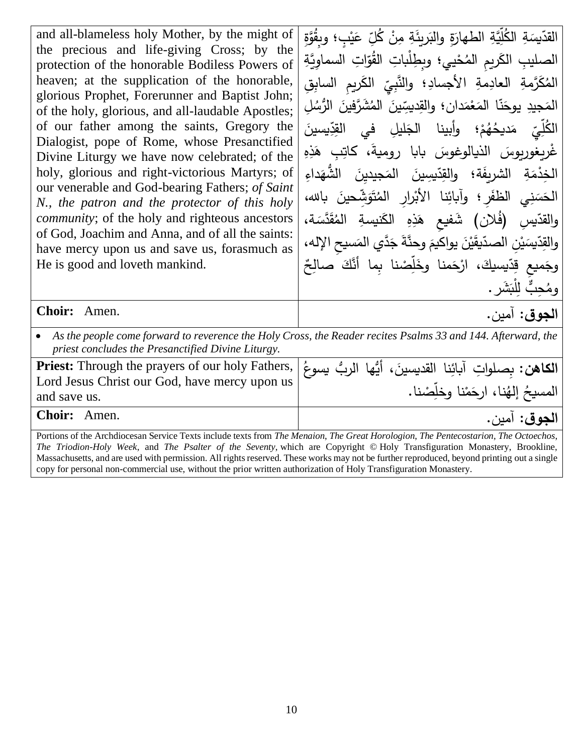| | |
|---|---|
| and all-blameless holy Mother, by the might of the precious and life-giving Cross; by the protection of the honorable Bodiless Powers of heaven; at the supplication of the honorable, glorious Prophet, Forerunner and Baptist John; of the holy, glorious, and all-laudable Apostles; of our father among the saints, Gregory the Dialogist, pope of Rome, whose Presanctified Divine Liturgy we have now celebrated; of the holy, glorious and right-victorious Martyrs; of our venerable and God-bearing Fathers; *of Saint N., the patron and the protector of this holy community*; of the holy and righteous ancestors of God, Joachim and Anna, and of all the saints: have mercy upon us and save us, forasmuch as He is good and loveth mankind. | القدّيسَةِ الكُلِّيَّةِ الطهارَةِ والبَريئَةِ مِنْ كُلِّ عَيْبٍ؛ وبِقُوَّةِ الصليبِ الكَريمِ المُحْيي؛ وبِطِلْباتِ القُوّاتِ السماوِيَّةِ المُكَرَّمةِ العادِمةِ الأجسادِ؛ والنَّبِيِّ الكَريمِ السابِقِ المَجيدِ يوحَنّا المَعْمَدان؛ والقِديسِّينَ المُشَرَّفينَ الرُّسُلِ الكُلِّيِّ مَديحُهُمْ؛ وأبينا الجَليلِ في القِدِّيسينَ غْريغوريوسَ الذيالوغوسَ بابا روميةَ، كاتِبِ هَذِهِ الخِدْمَةِ الشريفَة؛ والقِدّيسِينَ المَجيدينَ الشُّهَداءِ الحَسَنِي الظفَرِ؛ وآبائِنا الأَبْرارِ المُتَوَشِّحينَ بالله، والقدّيسِ (فُلان) شَفيعِ هَذِهِ الكَنيسةِ المُقَدَّسَة، والقِدّيسَيْنِ الصدّيقَيْنَ يواكيمَ وحنَّةَ جَدَّي المَسيحِ الإله، وجَميعِ قِدّيسيكَ، ارْحَمنا وخَلِّصْنا بِما أَنَّكَ صالِحٌ ومُحِبٌّ لِلْبَشَر. |
| **Choir:** Amen. | **الجوق:** آمين. |

- *As the people come forward to reverence the Holy Cross, the Reader recites Psalms 33 and 144. Afterward, the priest concludes the Presanctified Divine Liturgy.*

| | |
|---|---|
| **Priest:** Through the prayers of our holy Fathers, Lord Jesus Christ our God, have mercy upon us and save us. | **الكاهن:** بِصلواتِ آبائِنا القديسينَ، أيُّها الربُّ يسوعُ المسيحُ إلهُنا، ارحَمْنا وخلِّصْنا. |
| **Choir:** Amen. | **الجوق:** آمين. |

Portions of the Archdiocesan Service Texts include texts from *The Menaion*, *The Great Horologion*, *The Pentecostarion*, *The Octoechos*, *The Triodion-Holy Week*, and *The Psalter of the Seventy*, which are Copyright © Holy Transfiguration Monastery, Brookline, Massachusetts, and are used with permission. All rights reserved. These works may not be further reproduced, beyond printing out a single copy for personal non-commercial use, without the prior written authorization of Holy Transfiguration Monastery.